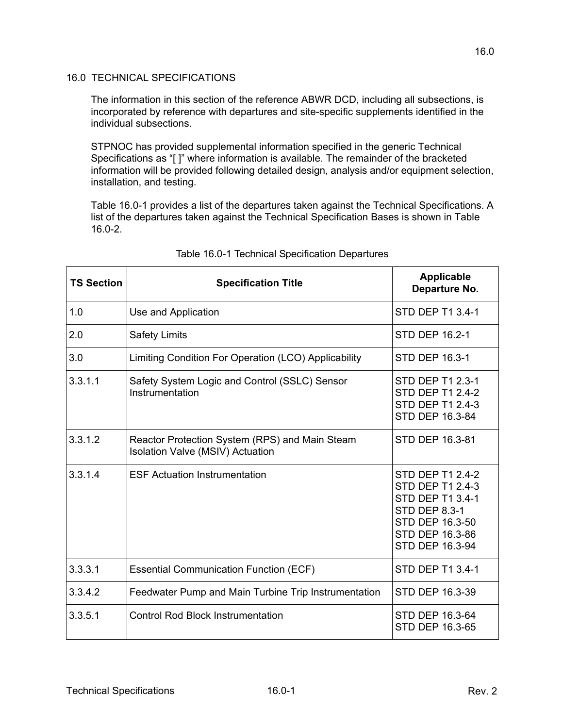# 16.0 TECHNICAL SPECIFICATIONS

The information in this section of the reference ABWR DCD, including all subsections, is incorporated by reference with departures and site-specific supplements identified in the individual subsections.

STPNOC has provided supplemental information specified in the generic Technical Specifications as "[ ]" where information is available. The remainder of the bracketed information will be provided following detailed design, analysis and/or equipment selection, installation, and testing.

Table 16.0-1 provides a list of the departures taken against the Technical Specifications. A list of the departures taken against the Technical Specification Bases is shown in Table 16.0-2.

Table 16.0-1 Technical Specification Departures

| TS Section | Specification Title | Applicable Departure No. |
|---|---|---|
| 1.0 | Use and Application | STD DEP T1 3.4-1 |
| 2.0 | Safety Limits | STD DEP 16.2-1 |
| 3.0 | Limiting Condition For Operation (LCO) Applicability | STD DEP 16.3-1 |
| 3.3.1.1 | Safety System Logic and Control (SSLC) Sensor Instrumentation | STD DEP T1 2.3-1<br>STD DEP T1 2.4-2<br>STD DEP T1 2.4-3<br>STD DEP 16.3-84 |
| 3.3.1.2 | Reactor Protection System (RPS) and Main Steam Isolation Valve (MSIV) Actuation | STD DEP 16.3-81 |
| 3.3.1.4 | ESF Actuation Instrumentation | STD DEP T1 2.4-2<br>STD DEP T1 2.4-3<br>STD DEP T1 3.4-1<br>STD DEP 8.3-1<br>STD DEP 16.3-50<br>STD DEP 16.3-86<br>STD DEP 16.3-94 |
| 3.3.3.1 | Essential Communication Function (ECF) | STD DEP T1 3.4-1 |
| 3.3.4.2 | Feedwater Pump and Main Turbine Trip Instrumentation | STD DEP 16.3-39 |
| 3.3.5.1 | Control Rod Block Instrumentation | STD DEP 16.3-64<br>STD DEP 16.3-65 |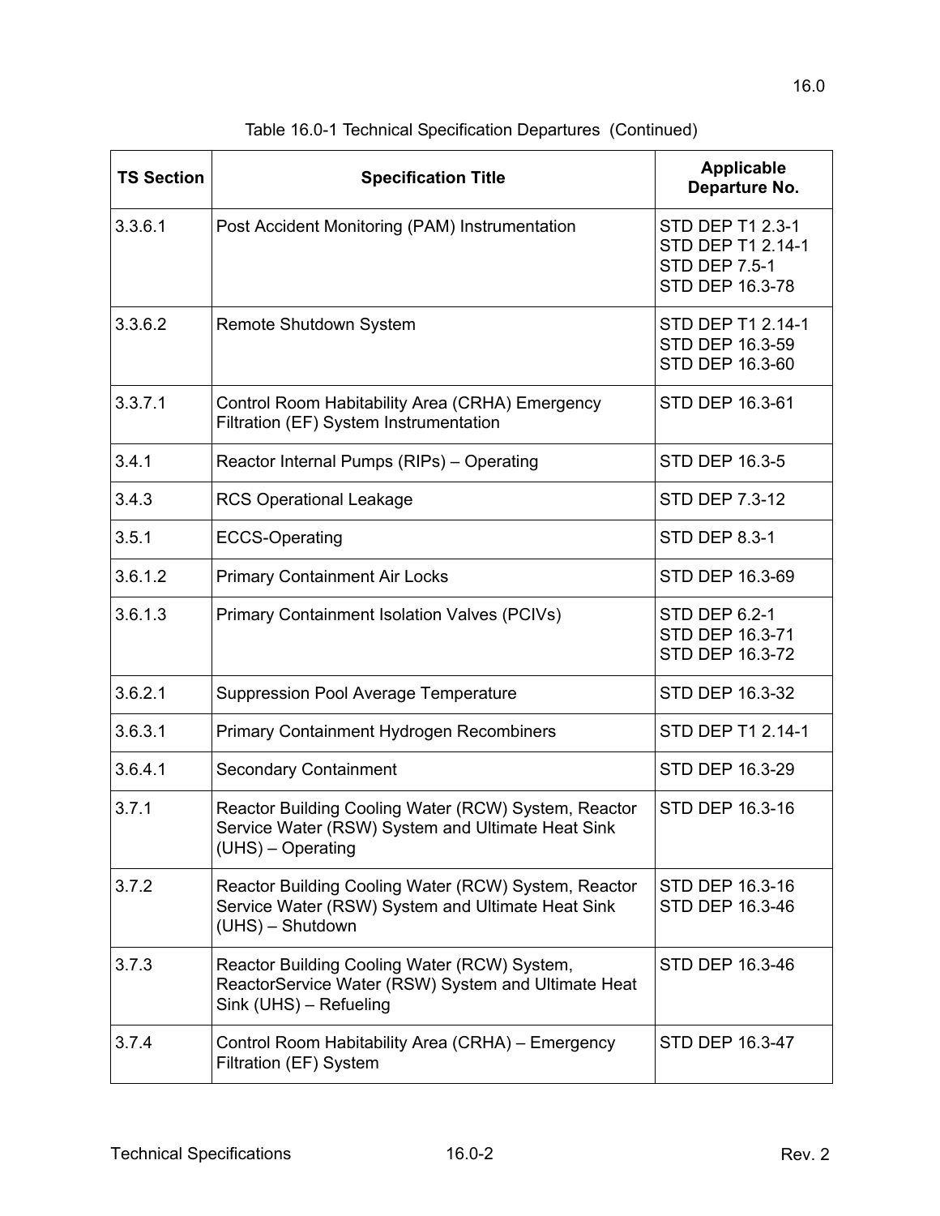Table 16.0-1 Technical Specification Departures (Continued)

| TS Section | Specification Title | Applicable Departure No. |
|---|---|---|
| 3.3.6.1 | Post Accident Monitoring (PAM) Instrumentation | STD DEP T1 2.3-1<br>STD DEP T1 2.14-1<br>STD DEP 7.5-1<br>STD DEP 16.3-78 |
| 3.3.6.2 | Remote Shutdown System | STD DEP T1 2.14-1<br>STD DEP 16.3-59<br>STD DEP 16.3-60 |
| 3.3.7.1 | Control Room Habitability Area (CRHA) Emergency Filtration (EF) System Instrumentation | STD DEP 16.3-61 |
| 3.4.1 | Reactor Internal Pumps (RIPs) – Operating | STD DEP 16.3-5 |
| 3.4.3 | RCS Operational Leakage | STD DEP 7.3-12 |
| 3.5.1 | ECCS-Operating | STD DEP 8.3-1 |
| 3.6.1.2 | Primary Containment Air Locks | STD DEP 16.3-69 |
| 3.6.1.3 | Primary Containment Isolation Valves (PCIVs) | STD DEP 6.2-1<br>STD DEP 16.3-71<br>STD DEP 16.3-72 |
| 3.6.2.1 | Suppression Pool Average Temperature | STD DEP 16.3-32 |
| 3.6.3.1 | Primary Containment Hydrogen Recombiners | STD DEP T1 2.14-1 |
| 3.6.4.1 | Secondary Containment | STD DEP 16.3-29 |
| 3.7.1 | Reactor Building Cooling Water (RCW) System, Reactor Service Water (RSW) System and Ultimate Heat Sink (UHS) – Operating | STD DEP 16.3-16 |
| 3.7.2 | Reactor Building Cooling Water (RCW) System, Reactor Service Water (RSW) System and Ultimate Heat Sink (UHS) – Shutdown | STD DEP 16.3-16<br>STD DEP 16.3-46 |
| 3.7.3 | Reactor Building Cooling Water (RCW) System, ReactorService Water (RSW) System and Ultimate Heat Sink (UHS) – Refueling | STD DEP 16.3-46 |
| 3.7.4 | Control Room Habitability Area (CRHA) – Emergency Filtration (EF) System | STD DEP 16.3-47 |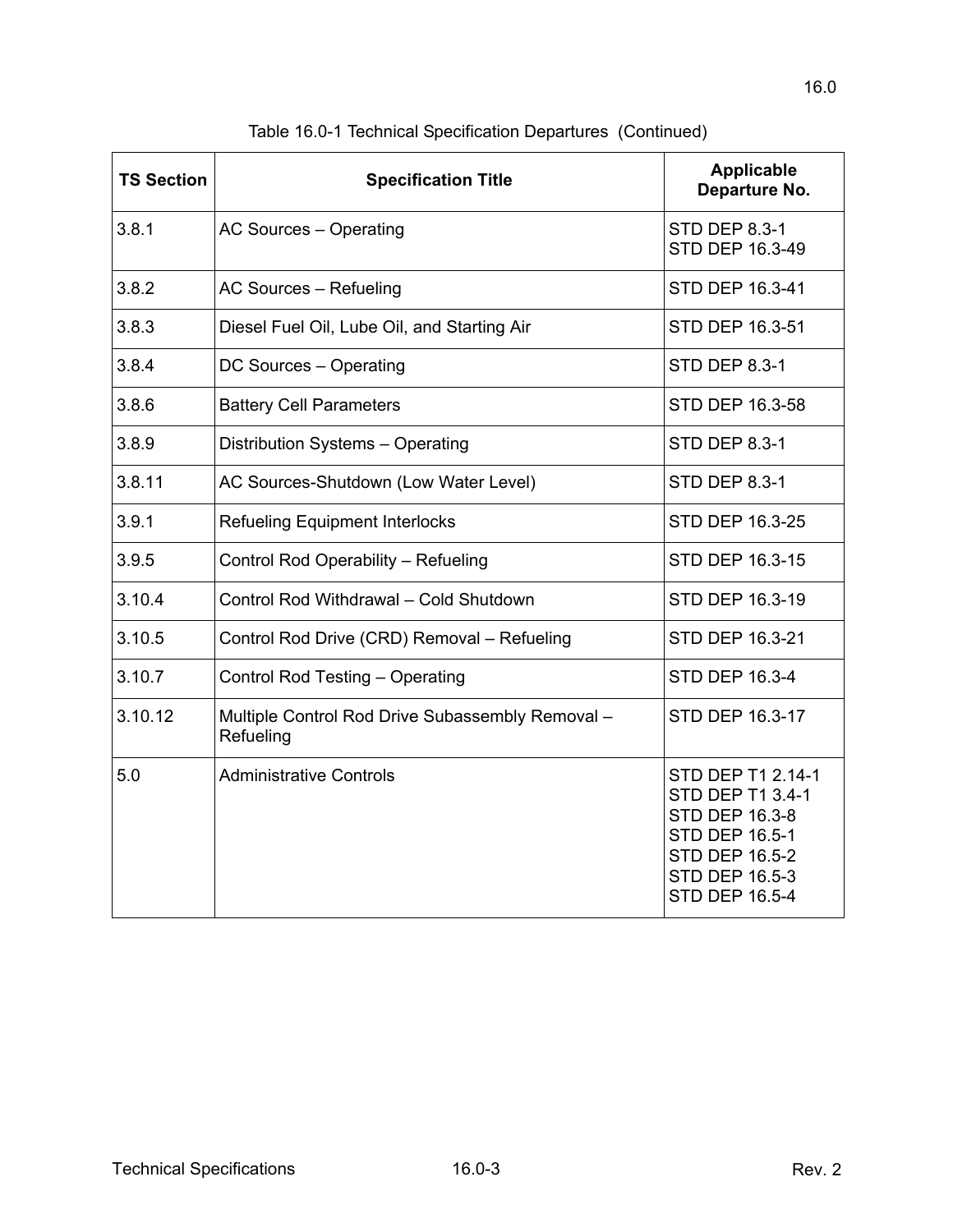Table 16.0-1 Technical Specification Departures (Continued)

| TS Section | Specification Title | Applicable Departure No. |
|---|---|---|
| 3.8.1 | AC Sources – Operating | STD DEP 8.3-1<br>STD DEP 16.3-49 |
| 3.8.2 | AC Sources – Refueling | STD DEP 16.3-41 |
| 3.8.3 | Diesel Fuel Oil, Lube Oil, and Starting Air | STD DEP 16.3-51 |
| 3.8.4 | DC Sources – Operating | STD DEP 8.3-1 |
| 3.8.6 | Battery Cell Parameters | STD DEP 16.3-58 |
| 3.8.9 | Distribution Systems – Operating | STD DEP 8.3-1 |
| 3.8.11 | AC Sources-Shutdown (Low Water Level) | STD DEP 8.3-1 |
| 3.9.1 | Refueling Equipment Interlocks | STD DEP 16.3-25 |
| 3.9.5 | Control Rod Operability – Refueling | STD DEP 16.3-15 |
| 3.10.4 | Control Rod Withdrawal – Cold Shutdown | STD DEP 16.3-19 |
| 3.10.5 | Control Rod Drive (CRD) Removal – Refueling | STD DEP 16.3-21 |
| 3.10.7 | Control Rod Testing – Operating | STD DEP 16.3-4 |
| 3.10.12 | Multiple Control Rod Drive Subassembly Removal – Refueling | STD DEP 16.3-17 |
| 5.0 | Administrative Controls | STD DEP T1 2.14-1<br>STD DEP T1 3.4-1<br>STD DEP 16.3-8<br>STD DEP 16.5-1<br>STD DEP 16.5-2<br>STD DEP 16.5-3<br>STD DEP 16.5-4 |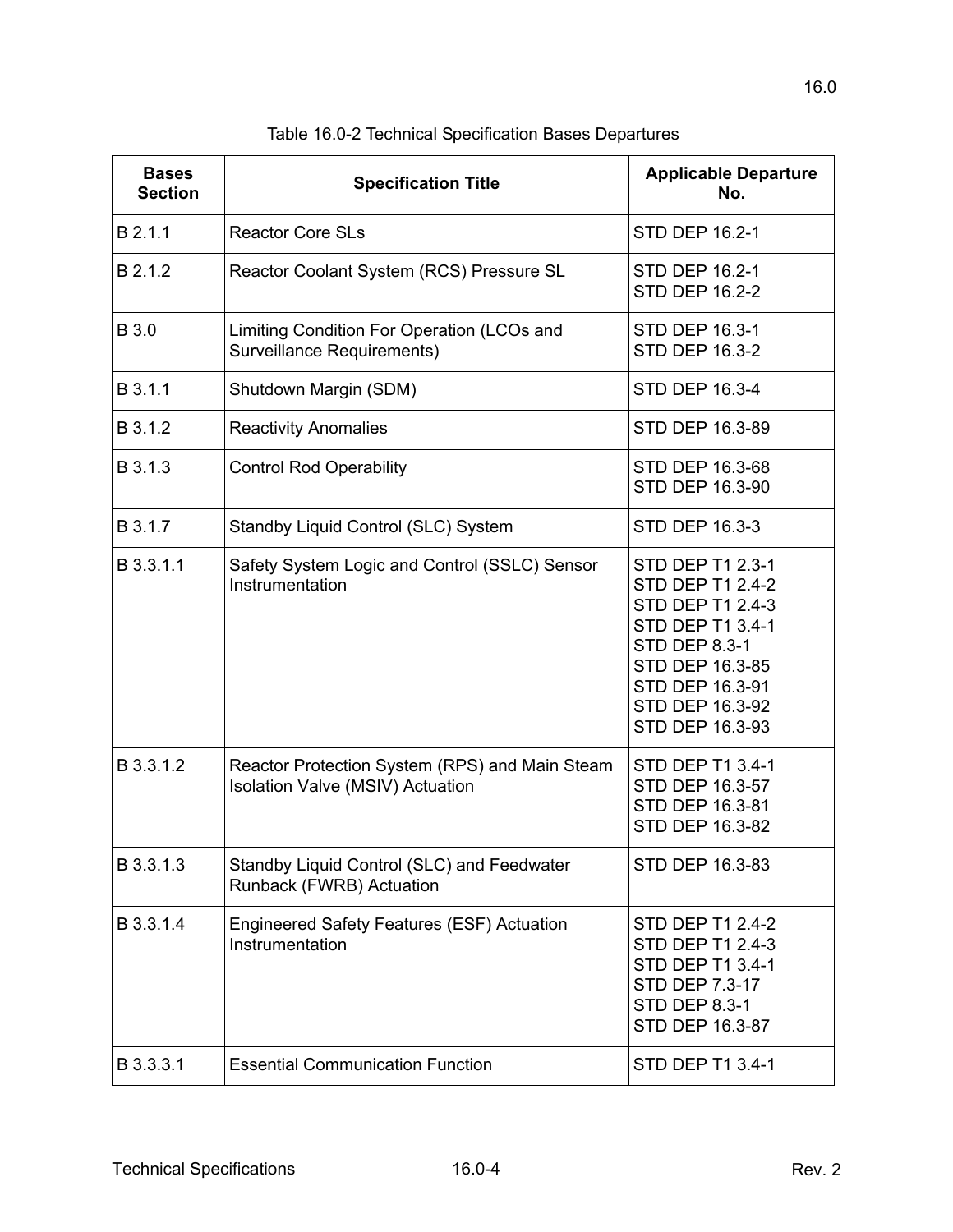Table 16.0-2 Technical Specification Bases Departures

| Bases Section | Specification Title | Applicable Departure No. |
|---|---|---|
| B 2.1.1 | Reactor Core SLs | STD DEP 16.2-1 |
| B 2.1.2 | Reactor Coolant System (RCS) Pressure SL | STD DEP 16.2-1<br>STD DEP 16.2-2 |
| B 3.0 | Limiting Condition For Operation (LCOs and Surveillance Requirements) | STD DEP 16.3-1<br>STD DEP 16.3-2 |
| B 3.1.1 | Shutdown Margin (SDM) | STD DEP 16.3-4 |
| B 3.1.2 | Reactivity Anomalies | STD DEP 16.3-89 |
| B 3.1.3 | Control Rod Operability | STD DEP 16.3-68<br>STD DEP 16.3-90 |
| B 3.1.7 | Standby Liquid Control (SLC) System | STD DEP 16.3-3 |
| B 3.3.1.1 | Safety System Logic and Control (SSLC) Sensor Instrumentation | STD DEP T1 2.3-1<br>STD DEP T1 2.4-2<br>STD DEP T1 2.4-3<br>STD DEP T1 3.4-1<br>STD DEP 8.3-1<br>STD DEP 16.3-85<br>STD DEP 16.3-91<br>STD DEP 16.3-92<br>STD DEP 16.3-93 |
| B 3.3.1.2 | Reactor Protection System (RPS) and Main Steam Isolation Valve (MSIV) Actuation | STD DEP T1 3.4-1<br>STD DEP 16.3-57<br>STD DEP 16.3-81<br>STD DEP 16.3-82 |
| B 3.3.1.3 | Standby Liquid Control (SLC) and Feedwater Runback (FWRB) Actuation | STD DEP 16.3-83 |
| B 3.3.1.4 | Engineered Safety Features (ESF) Actuation Instrumentation | STD DEP T1 2.4-2<br>STD DEP T1 2.4-3<br>STD DEP T1 3.4-1<br>STD DEP 7.3-17<br>STD DEP 8.3-1<br>STD DEP 16.3-87 |
| B 3.3.3.1 | Essential Communication Function | STD DEP T1 3.4-1 |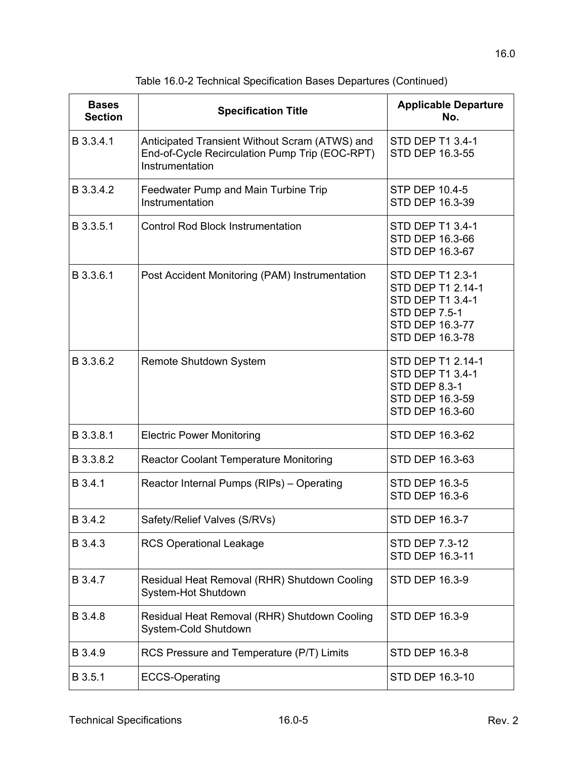Table 16.0-2 Technical Specification Bases Departures (Continued)

| Bases Section | Specification Title | Applicable Departure No. |
|---|---|---|
| B 3.3.4.1 | Anticipated Transient Without Scram (ATWS) and End-of-Cycle Recirculation Pump Trip (EOC-RPT) Instrumentation | STD DEP T1 3.4-1<br>STD DEP 16.3-55 |
| B 3.3.4.2 | Feedwater Pump and Main Turbine Trip Instrumentation | STP DEP 10.4-5<br>STD DEP 16.3-39 |
| B 3.3.5.1 | Control Rod Block Instrumentation | STD DEP T1 3.4-1<br>STD DEP 16.3-66<br>STD DEP 16.3-67 |
| B 3.3.6.1 | Post Accident Monitoring (PAM) Instrumentation | STD DEP T1 2.3-1<br>STD DEP T1 2.14-1<br>STD DEP T1 3.4-1<br>STD DEP 7.5-1<br>STD DEP 16.3-77<br>STD DEP 16.3-78 |
| B 3.3.6.2 | Remote Shutdown System | STD DEP T1 2.14-1<br>STD DEP T1 3.4-1<br>STD DEP 8.3-1<br>STD DEP 16.3-59<br>STD DEP 16.3-60 |
| B 3.3.8.1 | Electric Power Monitoring | STD DEP 16.3-62 |
| B 3.3.8.2 | Reactor Coolant Temperature Monitoring | STD DEP 16.3-63 |
| B 3.4.1 | Reactor Internal Pumps (RIPs) – Operating | STD DEP 16.3-5<br>STD DEP 16.3-6 |
| B 3.4.2 | Safety/Relief Valves (S/RVs) | STD DEP 16.3-7 |
| B 3.4.3 | RCS Operational Leakage | STD DEP 7.3-12<br>STD DEP 16.3-11 |
| B 3.4.7 | Residual Heat Removal (RHR) Shutdown Cooling System-Hot Shutdown | STD DEP 16.3-9 |
| B 3.4.8 | Residual Heat Removal (RHR) Shutdown Cooling System-Cold Shutdown | STD DEP 16.3-9 |
| B 3.4.9 | RCS Pressure and Temperature (P/T) Limits | STD DEP 16.3-8 |
| B 3.5.1 | ECCS-Operating | STD DEP 16.3-10 |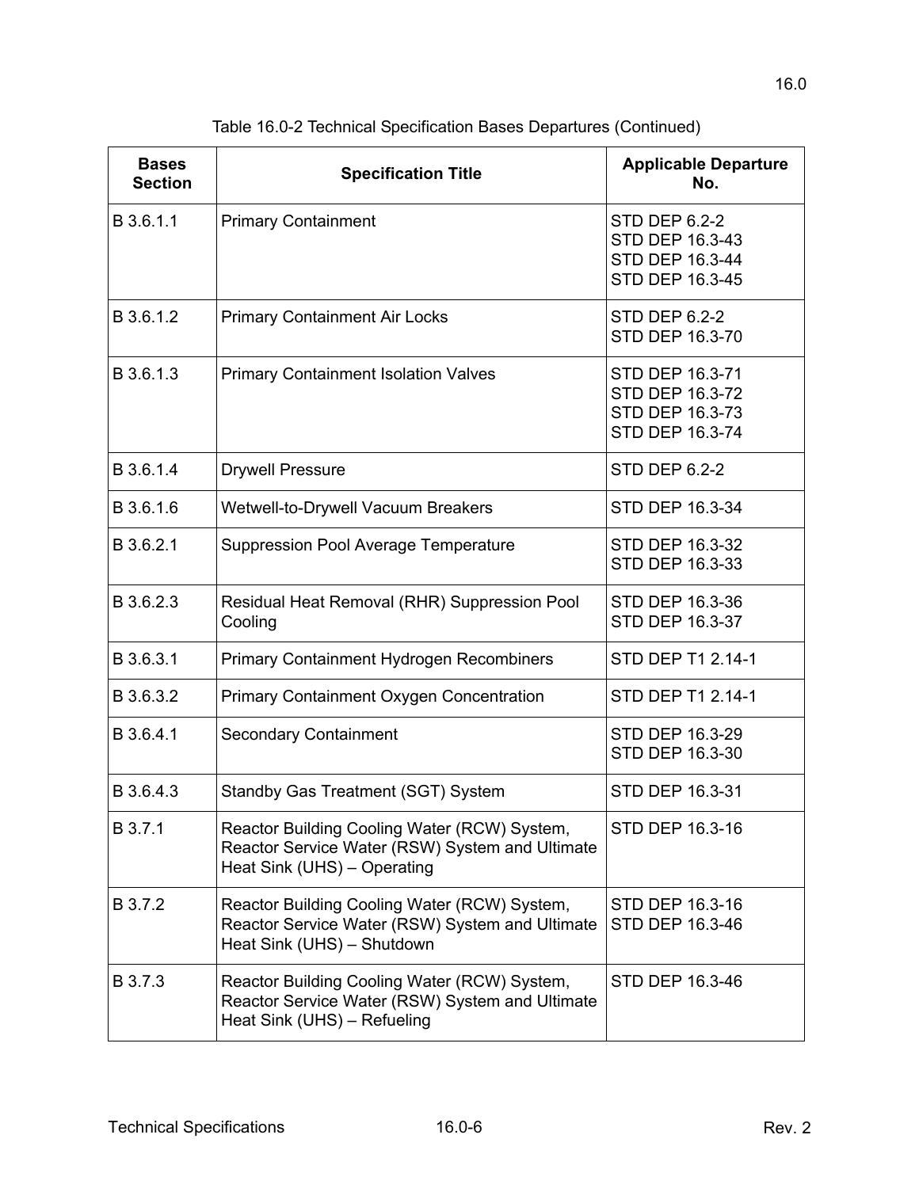Table 16.0-2 Technical Specification Bases Departures (Continued)

| Bases Section | Specification Title | Applicable Departure No. |
|---|---|---|
| B 3.6.1.1 | Primary Containment | STD DEP 6.2-2<br>STD DEP 16.3-43<br>STD DEP 16.3-44<br>STD DEP 16.3-45 |
| B 3.6.1.2 | Primary Containment Air Locks | STD DEP 6.2-2<br>STD DEP 16.3-70 |
| B 3.6.1.3 | Primary Containment Isolation Valves | STD DEP 16.3-71<br>STD DEP 16.3-72<br>STD DEP 16.3-73<br>STD DEP 16.3-74 |
| B 3.6.1.4 | Drywell Pressure | STD DEP 6.2-2 |
| B 3.6.1.6 | Wetwell-to-Drywell Vacuum Breakers | STD DEP 16.3-34 |
| B 3.6.2.1 | Suppression Pool Average Temperature | STD DEP 16.3-32<br>STD DEP 16.3-33 |
| B 3.6.2.3 | Residual Heat Removal (RHR) Suppression Pool Cooling | STD DEP 16.3-36<br>STD DEP 16.3-37 |
| B 3.6.3.1 | Primary Containment Hydrogen Recombiners | STD DEP T1 2.14-1 |
| B 3.6.3.2 | Primary Containment Oxygen Concentration | STD DEP T1 2.14-1 |
| B 3.6.4.1 | Secondary Containment | STD DEP 16.3-29<br>STD DEP 16.3-30 |
| B 3.6.4.3 | Standby Gas Treatment (SGT) System | STD DEP 16.3-31 |
| B 3.7.1 | Reactor Building Cooling Water (RCW) System, Reactor Service Water (RSW) System and Ultimate Heat Sink (UHS) – Operating | STD DEP 16.3-16 |
| B 3.7.2 | Reactor Building Cooling Water (RCW) System, Reactor Service Water (RSW) System and Ultimate Heat Sink (UHS) – Shutdown | STD DEP 16.3-16<br>STD DEP 16.3-46 |
| B 3.7.3 | Reactor Building Cooling Water (RCW) System, Reactor Service Water (RSW) System and Ultimate Heat Sink (UHS) – Refueling | STD DEP 16.3-46 |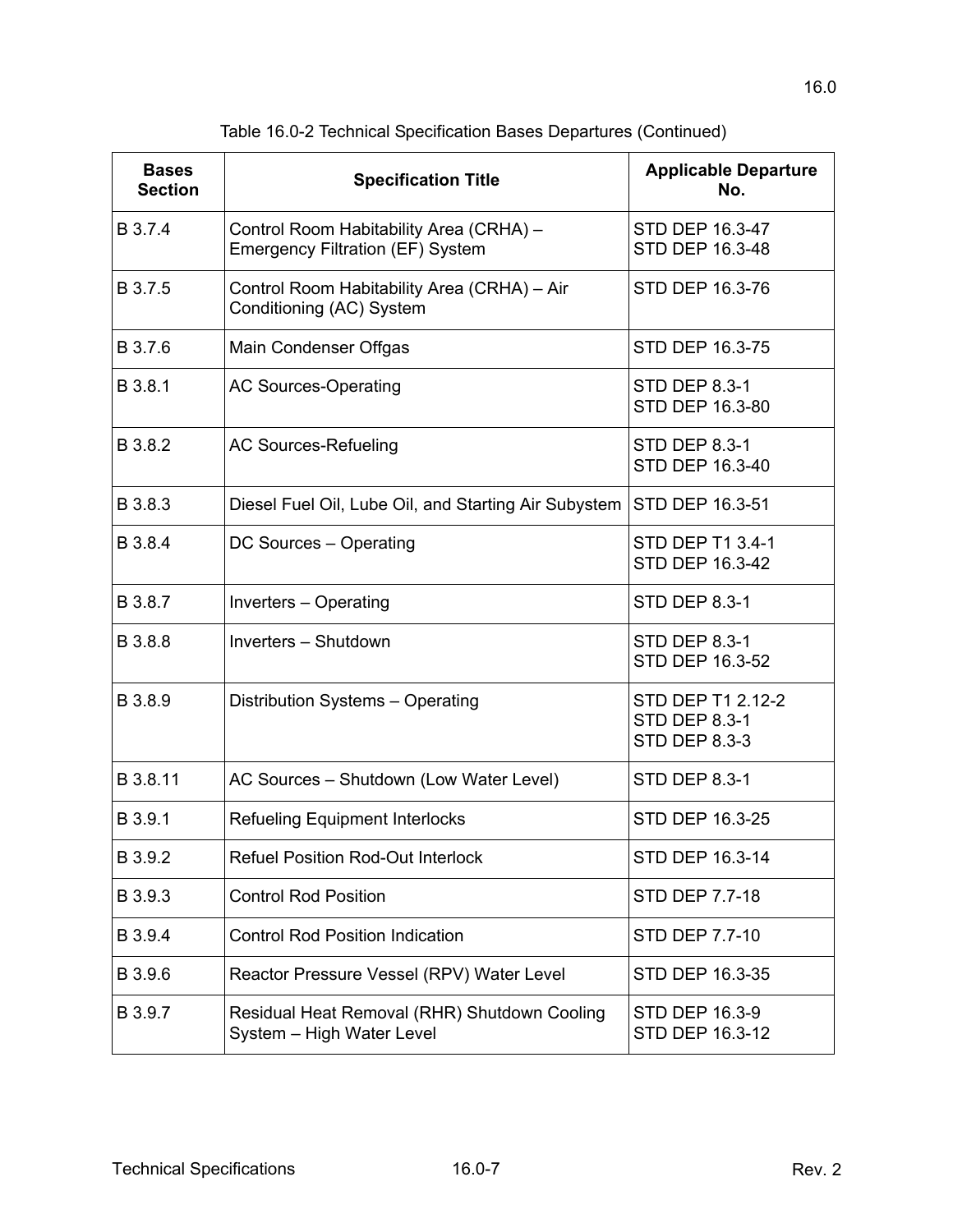Table 16.0-2 Technical Specification Bases Departures (Continued)

| Bases Section | Specification Title | Applicable Departure No. |
|---|---|---|
| B 3.7.4 | Control Room Habitability Area (CRHA) – Emergency Filtration (EF) System | STD DEP 16.3-47<br>STD DEP 16.3-48 |
| B 3.7.5 | Control Room Habitability Area (CRHA) – Air Conditioning (AC) System | STD DEP 16.3-76 |
| B 3.7.6 | Main Condenser Offgas | STD DEP 16.3-75 |
| B 3.8.1 | AC Sources-Operating | STD DEP 8.3-1<br>STD DEP 16.3-80 |
| B 3.8.2 | AC Sources-Refueling | STD DEP 8.3-1<br>STD DEP 16.3-40 |
| B 3.8.3 | Diesel Fuel Oil, Lube Oil, and Starting Air Subystem | STD DEP 16.3-51 |
| B 3.8.4 | DC Sources – Operating | STD DEP T1 3.4-1<br>STD DEP 16.3-42 |
| B 3.8.7 | Inverters – Operating | STD DEP 8.3-1 |
| B 3.8.8 | Inverters – Shutdown | STD DEP 8.3-1<br>STD DEP 16.3-52 |
| B 3.8.9 | Distribution Systems – Operating | STD DEP T1 2.12-2<br>STD DEP 8.3-1<br>STD DEP 8.3-3 |
| B 3.8.11 | AC Sources – Shutdown (Low Water Level) | STD DEP 8.3-1 |
| B 3.9.1 | Refueling Equipment Interlocks | STD DEP 16.3-25 |
| B 3.9.2 | Refuel Position Rod-Out Interlock | STD DEP 16.3-14 |
| B 3.9.3 | Control Rod Position | STD DEP 7.7-18 |
| B 3.9.4 | Control Rod Position Indication | STD DEP 7.7-10 |
| B 3.9.6 | Reactor Pressure Vessel (RPV) Water Level | STD DEP 16.3-35 |
| B 3.9.7 | Residual Heat Removal (RHR) Shutdown Cooling System – High Water Level | STD DEP 16.3-9<br>STD DEP 16.3-12 |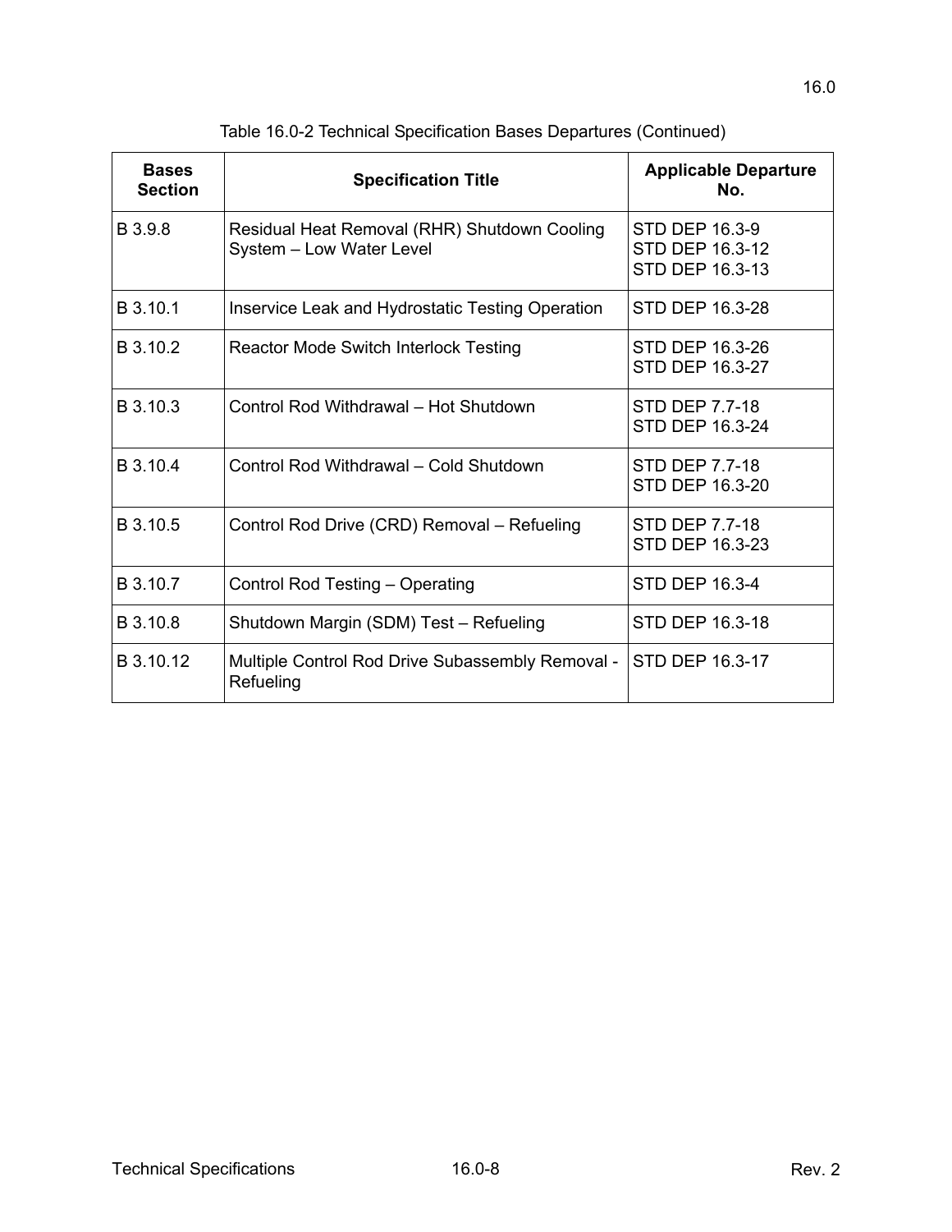Table 16.0-2 Technical Specification Bases Departures (Continued)

| Bases Section | Specification Title | Applicable Departure No. |
|---|---|---|
| B 3.9.8 | Residual Heat Removal (RHR) Shutdown Cooling System – Low Water Level | STD DEP 16.3-9<br>STD DEP 16.3-12<br>STD DEP 16.3-13 |
| B 3.10.1 | Inservice Leak and Hydrostatic Testing Operation | STD DEP 16.3-28 |
| B 3.10.2 | Reactor Mode Switch Interlock Testing | STD DEP 16.3-26<br>STD DEP 16.3-27 |
| B 3.10.3 | Control Rod Withdrawal – Hot Shutdown | STD DEP 7.7-18<br>STD DEP 16.3-24 |
| B 3.10.4 | Control Rod Withdrawal – Cold Shutdown | STD DEP 7.7-18<br>STD DEP 16.3-20 |
| B 3.10.5 | Control Rod Drive (CRD) Removal – Refueling | STD DEP 7.7-18<br>STD DEP 16.3-23 |
| B 3.10.7 | Control Rod Testing – Operating | STD DEP 16.3-4 |
| B 3.10.8 | Shutdown Margin (SDM) Test – Refueling | STD DEP 16.3-18 |
| B 3.10.12 | Multiple Control Rod Drive Subassembly Removal - Refueling | STD DEP 16.3-17 |